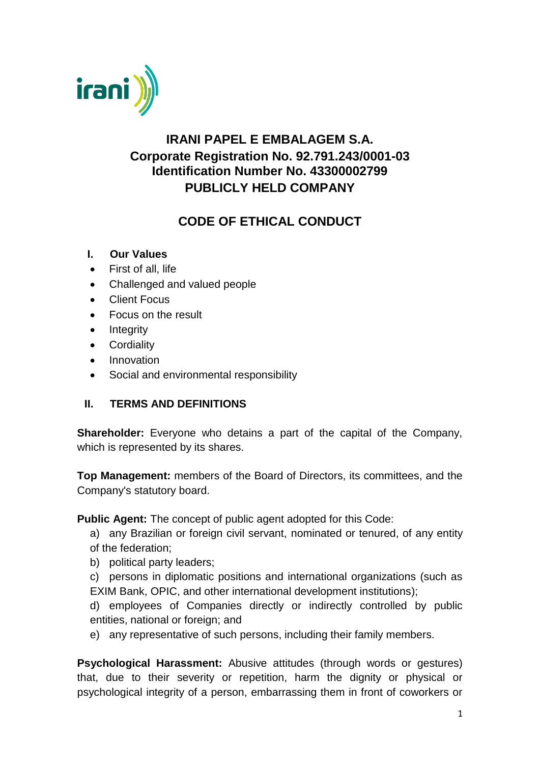# IRANI PAPEL E EMBALAGEM S.A.
**Corporate Registration No. 92.791.243/0001-03**
**Identification Number No. 43300002799**
**PUBLICLY HELD COMPANY**

## CODE OF ETHICAL CONDUCT

### I. Our Values

- First of all, life
- Challenged and valued people
- Client Focus
- Focus on the result
- Integrity
- Cordiality
- Innovation
- Social and environmental responsibility

### II. TERMS AND DEFINITIONS

**Shareholder:** Everyone who detains a part of the capital of the Company, which is represented by its shares.

**Top Management:** members of the Board of Directors, its committees, and the Company's statutory board.

**Public Agent:** The concept of public agent adopted for this Code:

a) any Brazilian or foreign civil servant, nominated or tenured, of any entity of the federation;

b) political party leaders;

c) persons in diplomatic positions and international organizations (such as EXIM Bank, OPIC, and other international development institutions);

d) employees of Companies directly or indirectly controlled by public entities, national or foreign; and

e) any representative of such persons, including their family members.

**Psychological Harassment:** Abusive attitudes (through words or gestures) that, due to their severity or repetition, harm the dignity or physical or psychological integrity of a person, embarrassing them in front of coworkers or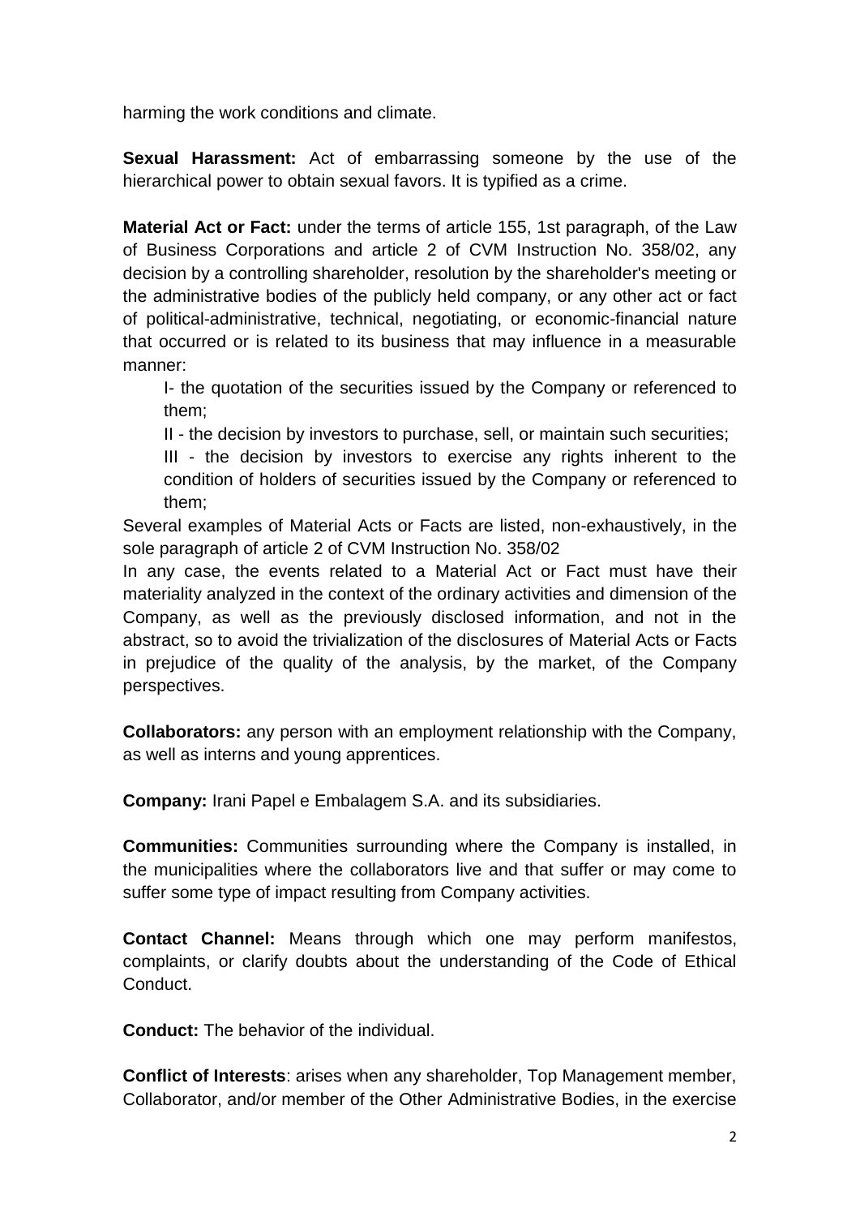harming the work conditions and climate.

**Sexual Harassment:** Act of embarrassing someone by the use of the hierarchical power to obtain sexual favors. It is typified as a crime.

**Material Act or Fact:** under the terms of article 155, 1st paragraph, of the Law of Business Corporations and article 2 of CVM Instruction No. 358/02, any decision by a controlling shareholder, resolution by the shareholder's meeting or the administrative bodies of the publicly held company, or any other act or fact of political-administrative, technical, negotiating, or economic-financial nature that occurred or is related to its business that may influence in a measurable manner:

I- the quotation of the securities issued by the Company or referenced to them;

II - the decision by investors to purchase, sell, or maintain such securities;

III - the decision by investors to exercise any rights inherent to the condition of holders of securities issued by the Company or referenced to them;

Several examples of Material Acts or Facts are listed, non-exhaustively, in the sole paragraph of article 2 of CVM Instruction No. 358/02

In any case, the events related to a Material Act or Fact must have their materiality analyzed in the context of the ordinary activities and dimension of the Company, as well as the previously disclosed information, and not in the abstract, so to avoid the trivialization of the disclosures of Material Acts or Facts in prejudice of the quality of the analysis, by the market, of the Company perspectives.

**Collaborators:** any person with an employment relationship with the Company, as well as interns and young apprentices.

**Company:** Irani Papel e Embalagem S.A. and its subsidiaries.

**Communities:** Communities surrounding where the Company is installed, in the municipalities where the collaborators live and that suffer or may come to suffer some type of impact resulting from Company activities.

**Contact Channel:** Means through which one may perform manifestos, complaints, or clarify doubts about the understanding of the Code of Ethical Conduct.

**Conduct:** The behavior of the individual.

**Conflict of Interests**: arises when any shareholder, Top Management member, Collaborator, and/or member of the Other Administrative Bodies, in the exercise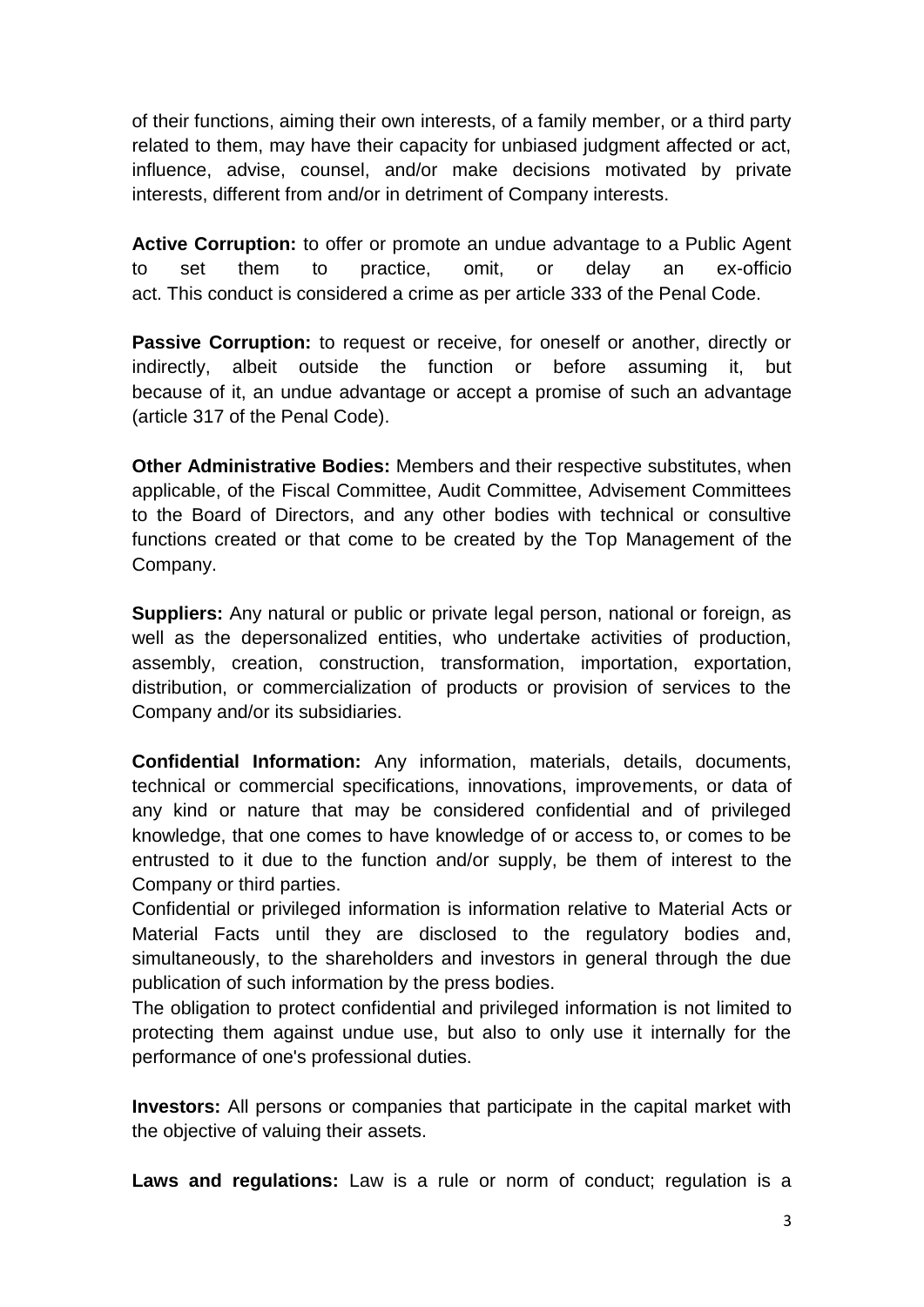of their functions, aiming their own interests, of a family member, or a third party related to them, may have their capacity for unbiased judgment affected or act, influence, advise, counsel, and/or make decisions motivated by private interests, different from and/or in detriment of Company interests.

**Active Corruption:** to offer or promote an undue advantage to a Public Agent to set them to practice, omit, or delay an ex-officio act. This conduct is considered a crime as per article 333 of the Penal Code.

**Passive Corruption:** to request or receive, for oneself or another, directly or indirectly, albeit outside the function or before assuming it, but because of it, an undue advantage or accept a promise of such an advantage (article 317 of the Penal Code).

**Other Administrative Bodies:** Members and their respective substitutes, when applicable, of the Fiscal Committee, Audit Committee, Advisement Committees to the Board of Directors, and any other bodies with technical or consultive functions created or that come to be created by the Top Management of the Company.

**Suppliers:** Any natural or public or private legal person, national or foreign, as well as the depersonalized entities, who undertake activities of production, assembly, creation, construction, transformation, importation, exportation, distribution, or commercialization of products or provision of services to the Company and/or its subsidiaries.

**Confidential Information:** Any information, materials, details, documents, technical or commercial specifications, innovations, improvements, or data of any kind or nature that may be considered confidential and of privileged knowledge, that one comes to have knowledge of or access to, or comes to be entrusted to it due to the function and/or supply, be them of interest to the Company or third parties.

Confidential or privileged information is information relative to Material Acts or Material Facts until they are disclosed to the regulatory bodies and, simultaneously, to the shareholders and investors in general through the due publication of such information by the press bodies.

The obligation to protect confidential and privileged information is not limited to protecting them against undue use, but also to only use it internally for the performance of one's professional duties.

**Investors:** All persons or companies that participate in the capital market with the objective of valuing their assets.

**Laws and regulations:** Law is a rule or norm of conduct; regulation is a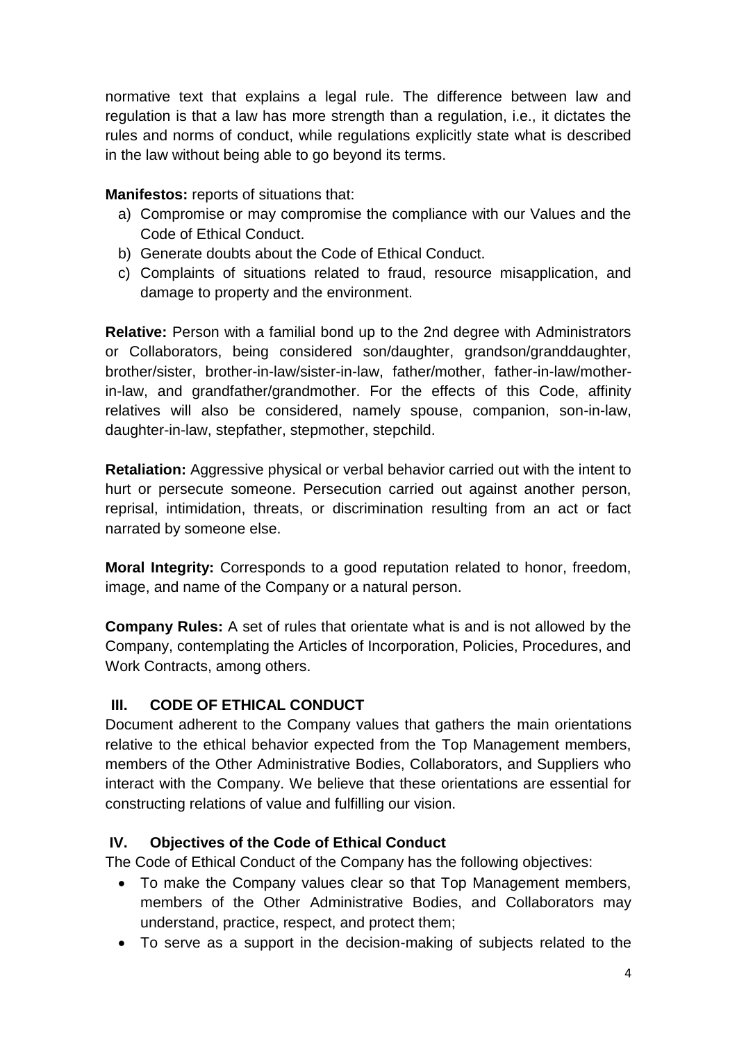normative text that explains a legal rule. The difference between law and regulation is that a law has more strength than a regulation, i.e., it dictates the rules and norms of conduct, while regulations explicitly state what is described in the law without being able to go beyond its terms.

**Manifestos:** reports of situations that:

a) Compromise or may compromise the compliance with our Values and the Code of Ethical Conduct.
b) Generate doubts about the Code of Ethical Conduct.
c) Complaints of situations related to fraud, resource misapplication, and damage to property and the environment.

**Relative:** Person with a familial bond up to the 2nd degree with Administrators or Collaborators, being considered son/daughter, grandson/granddaughter, brother/sister, brother-in-law/sister-in-law, father/mother, father-in-law/mother-in-law, and grandfather/grandmother. For the effects of this Code, affinity relatives will also be considered, namely spouse, companion, son-in-law, daughter-in-law, stepfather, stepmother, stepchild.

**Retaliation:** Aggressive physical or verbal behavior carried out with the intent to hurt or persecute someone. Persecution carried out against another person, reprisal, intimidation, threats, or discrimination resulting from an act or fact narrated by someone else.

**Moral Integrity:** Corresponds to a good reputation related to honor, freedom, image, and name of the Company or a natural person.

**Company Rules:** A set of rules that orientate what is and is not allowed by the Company, contemplating the Articles of Incorporation, Policies, Procedures, and Work Contracts, among others.

## III. CODE OF ETHICAL CONDUCT

Document adherent to the Company values that gathers the main orientations relative to the ethical behavior expected from the Top Management members, members of the Other Administrative Bodies, Collaborators, and Suppliers who interact with the Company. We believe that these orientations are essential for constructing relations of value and fulfilling our vision.

## IV. Objectives of the Code of Ethical Conduct

The Code of Ethical Conduct of the Company has the following objectives:

- To make the Company values clear so that Top Management members, members of the Other Administrative Bodies, and Collaborators may understand, practice, respect, and protect them;
- To serve as a support in the decision-making of subjects related to the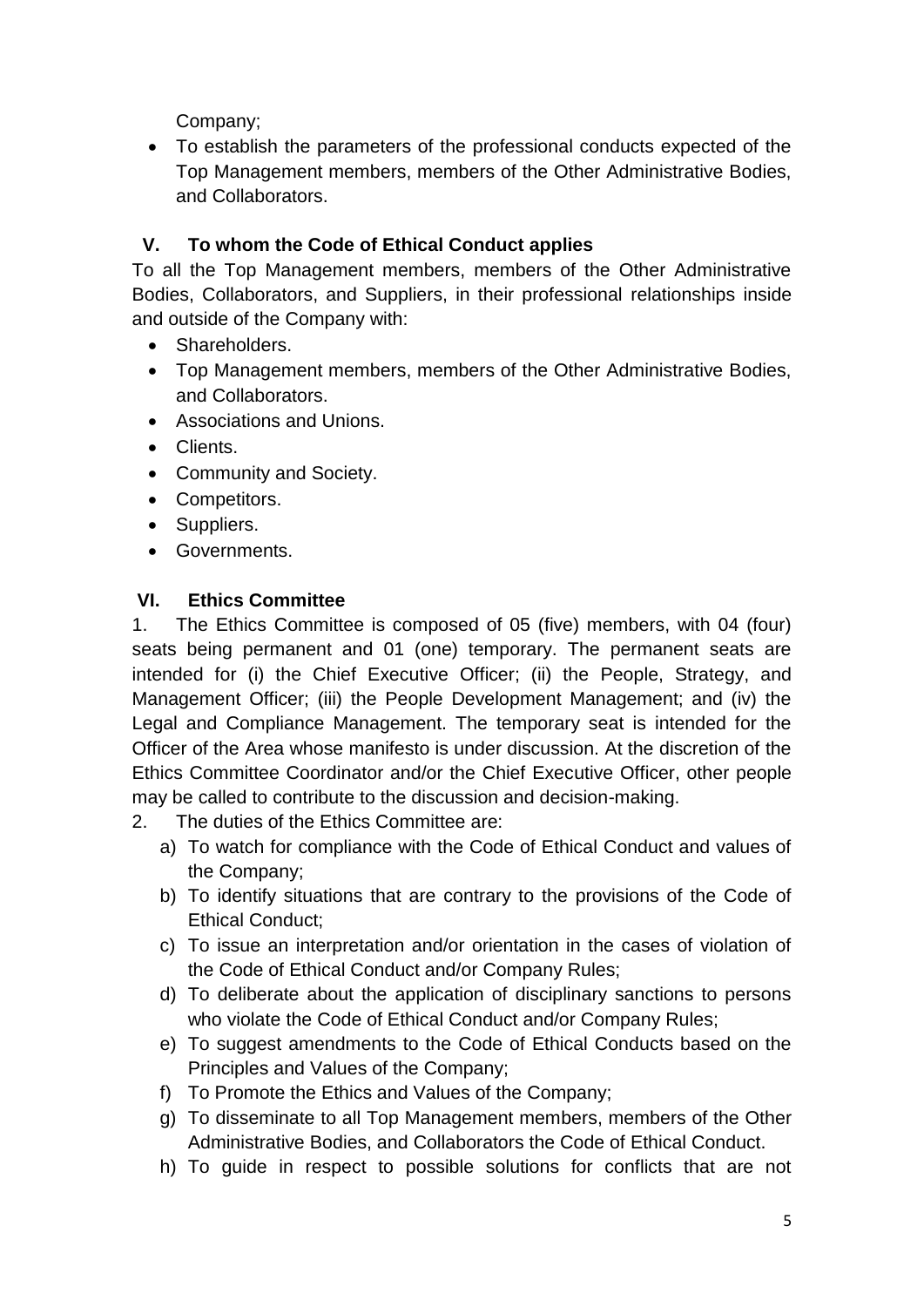Company;

- To establish the parameters of the professional conducts expected of the Top Management members, members of the Other Administrative Bodies, and Collaborators.

## V. To whom the Code of Ethical Conduct applies

To all the Top Management members, members of the Other Administrative Bodies, Collaborators, and Suppliers, in their professional relationships inside and outside of the Company with:

- Shareholders.
- Top Management members, members of the Other Administrative Bodies, and Collaborators.
- Associations and Unions.
- Clients.
- Community and Society.
- Competitors.
- Suppliers.
- Governments.

## VI. Ethics Committee

1. The Ethics Committee is composed of 05 (five) members, with 04 (four) seats being permanent and 01 (one) temporary. The permanent seats are intended for (i) the Chief Executive Officer; (ii) the People, Strategy, and Management Officer; (iii) the People Development Management; and (iv) the Legal and Compliance Management. The temporary seat is intended for the Officer of the Area whose manifesto is under discussion. At the discretion of the Ethics Committee Coordinator and/or the Chief Executive Officer, other people may be called to contribute to the discussion and decision-making.
2. The duties of the Ethics Committee are:
   a) To watch for compliance with the Code of Ethical Conduct and values of the Company;
   b) To identify situations that are contrary to the provisions of the Code of Ethical Conduct;
   c) To issue an interpretation and/or orientation in the cases of violation of the Code of Ethical Conduct and/or Company Rules;
   d) To deliberate about the application of disciplinary sanctions to persons who violate the Code of Ethical Conduct and/or Company Rules;
   e) To suggest amendments to the Code of Ethical Conducts based on the Principles and Values of the Company;
   f) To Promote the Ethics and Values of the Company;
   g) To disseminate to all Top Management members, members of the Other Administrative Bodies, and Collaborators the Code of Ethical Conduct.
   h) To guide in respect to possible solutions for conflicts that are not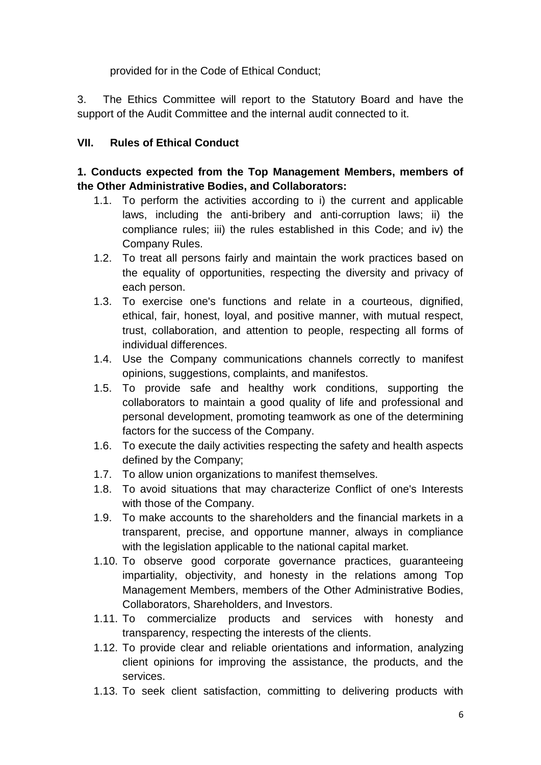provided for in the Code of Ethical Conduct;

3. The Ethics Committee will report to the Statutory Board and have the support of the Audit Committee and the internal audit connected to it.

## VII. Rules of Ethical Conduct

**1. Conducts expected from the Top Management Members, members of the Other Administrative Bodies, and Collaborators:**

1.1. To perform the activities according to i) the current and applicable laws, including the anti-bribery and anti-corruption laws; ii) the compliance rules; iii) the rules established in this Code; and iv) the Company Rules.

1.2. To treat all persons fairly and maintain the work practices based on the equality of opportunities, respecting the diversity and privacy of each person.

1.3. To exercise one's functions and relate in a courteous, dignified, ethical, fair, honest, loyal, and positive manner, with mutual respect, trust, collaboration, and attention to people, respecting all forms of individual differences.

1.4. Use the Company communications channels correctly to manifest opinions, suggestions, complaints, and manifestos.

1.5. To provide safe and healthy work conditions, supporting the collaborators to maintain a good quality of life and professional and personal development, promoting teamwork as one of the determining factors for the success of the Company.

1.6. To execute the daily activities respecting the safety and health aspects defined by the Company;

1.7. To allow union organizations to manifest themselves.

1.8. To avoid situations that may characterize Conflict of one's Interests with those of the Company.

1.9. To make accounts to the shareholders and the financial markets in a transparent, precise, and opportune manner, always in compliance with the legislation applicable to the national capital market.

1.10. To observe good corporate governance practices, guaranteeing impartiality, objectivity, and honesty in the relations among Top Management Members, members of the Other Administrative Bodies, Collaborators, Shareholders, and Investors.

1.11. To commercialize products and services with honesty and transparency, respecting the interests of the clients.

1.12. To provide clear and reliable orientations and information, analyzing client opinions for improving the assistance, the products, and the services.

1.13. To seek client satisfaction, committing to delivering products with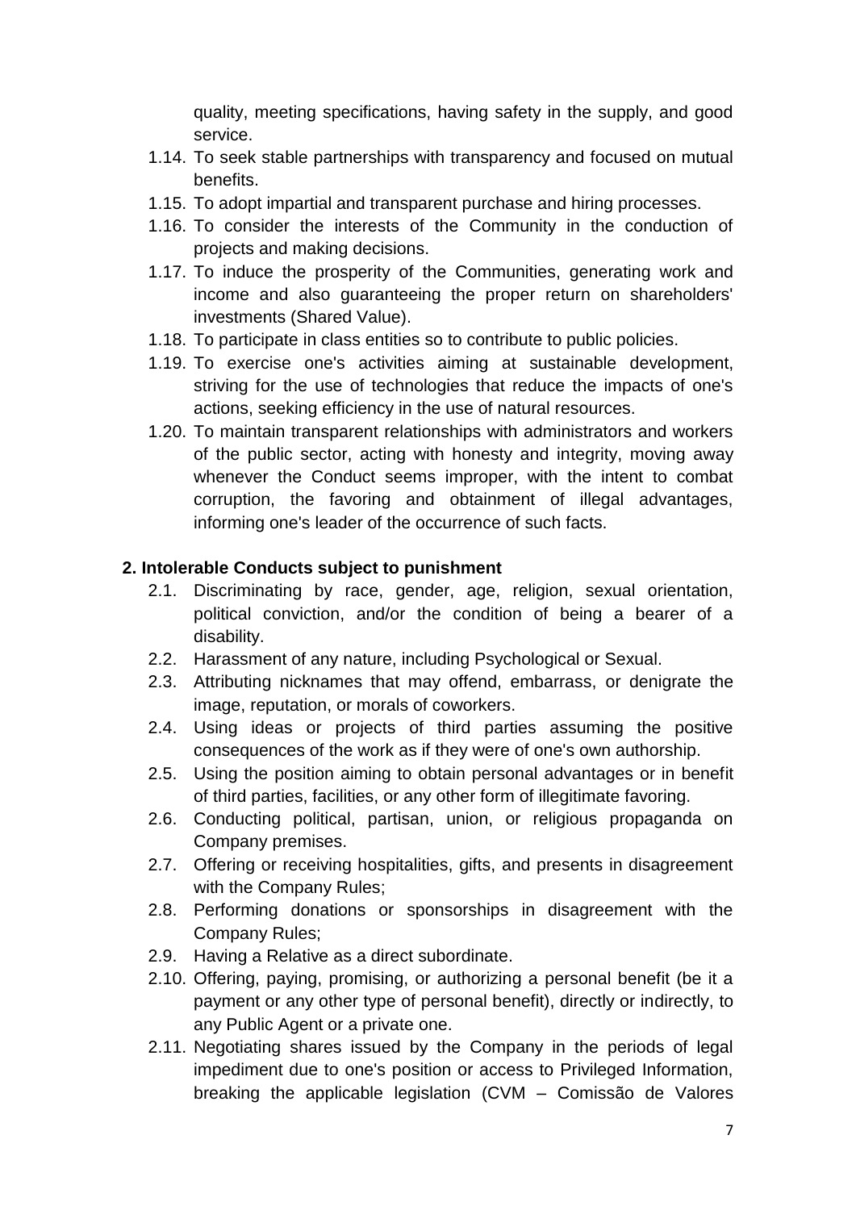quality, meeting specifications, having safety in the supply, and good service.

1.14. To seek stable partnerships with transparency and focused on mutual benefits.
1.15. To adopt impartial and transparent purchase and hiring processes.
1.16. To consider the interests of the Community in the conduction of projects and making decisions.
1.17. To induce the prosperity of the Communities, generating work and income and also guaranteeing the proper return on shareholders' investments (Shared Value).
1.18. To participate in class entities so to contribute to public policies.
1.19. To exercise one's activities aiming at sustainable development, striving for the use of technologies that reduce the impacts of one's actions, seeking efficiency in the use of natural resources.
1.20. To maintain transparent relationships with administrators and workers of the public sector, acting with honesty and integrity, moving away whenever the Conduct seems improper, with the intent to combat corruption, the favoring and obtainment of illegal advantages, informing one's leader of the occurrence of such facts.

**2. Intolerable Conducts subject to punishment**

2.1. Discriminating by race, gender, age, religion, sexual orientation, political conviction, and/or the condition of being a bearer of a disability.
2.2. Harassment of any nature, including Psychological or Sexual.
2.3. Attributing nicknames that may offend, embarrass, or denigrate the image, reputation, or morals of coworkers.
2.4. Using ideas or projects of third parties assuming the positive consequences of the work as if they were of one's own authorship.
2.5. Using the position aiming to obtain personal advantages or in benefit of third parties, facilities, or any other form of illegitimate favoring.
2.6. Conducting political, partisan, union, or religious propaganda on Company premises.
2.7. Offering or receiving hospitalities, gifts, and presents in disagreement with the Company Rules;
2.8. Performing donations or sponsorships in disagreement with the Company Rules;
2.9. Having a Relative as a direct subordinate.
2.10. Offering, paying, promising, or authorizing a personal benefit (be it a payment or any other type of personal benefit), directly or indirectly, to any Public Agent or a private one.
2.11. Negotiating shares issued by the Company in the periods of legal impediment due to one's position or access to Privileged Information, breaking the applicable legislation (CVM – Comissão de Valores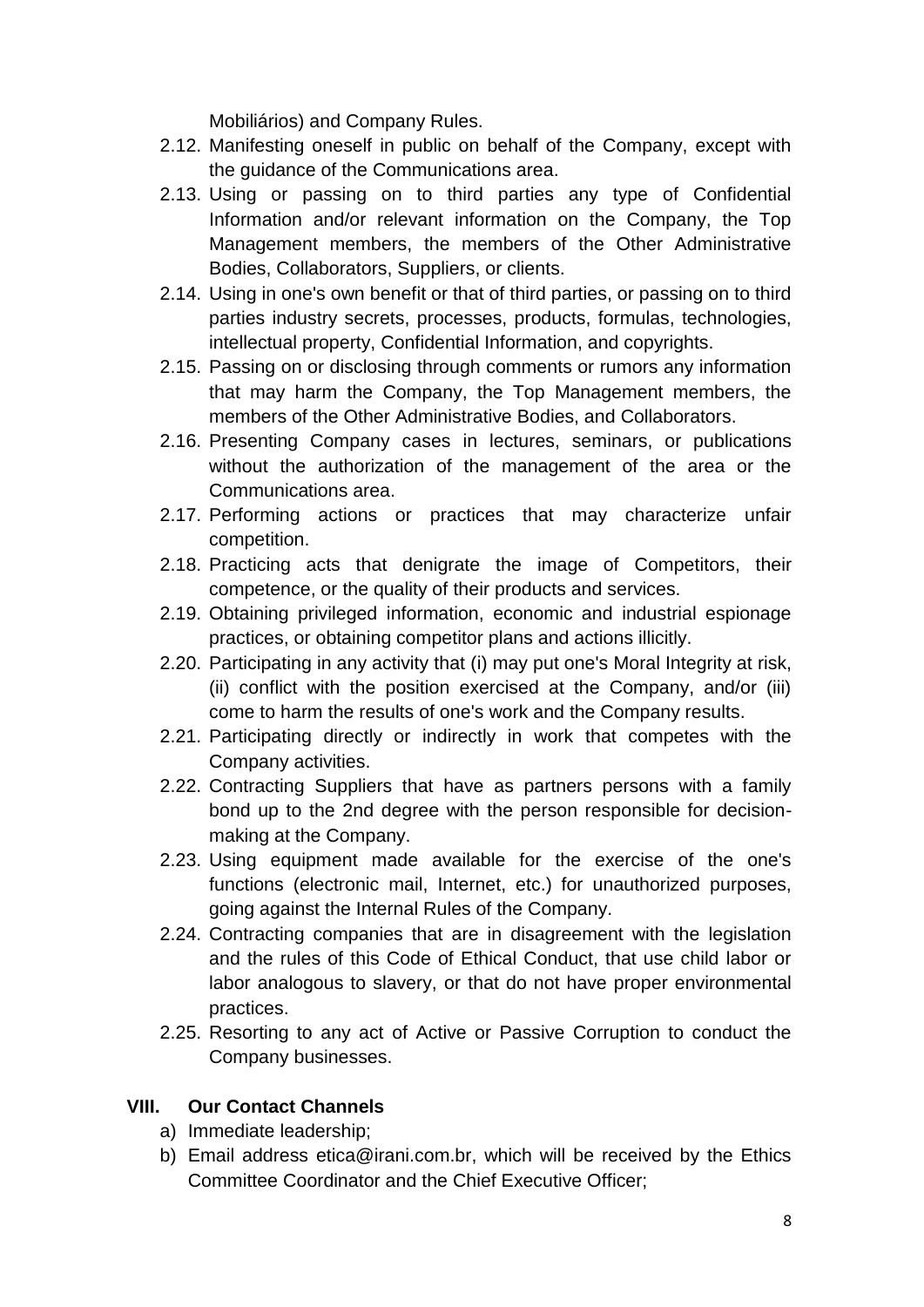Mobiliários) and Company Rules.

2.12. Manifesting oneself in public on behalf of the Company, except with the guidance of the Communications area.
2.13. Using or passing on to third parties any type of Confidential Information and/or relevant information on the Company, the Top Management members, the members of the Other Administrative Bodies, Collaborators, Suppliers, or clients.
2.14. Using in one's own benefit or that of third parties, or passing on to third parties industry secrets, processes, products, formulas, technologies, intellectual property, Confidential Information, and copyrights.
2.15. Passing on or disclosing through comments or rumors any information that may harm the Company, the Top Management members, the members of the Other Administrative Bodies, and Collaborators.
2.16. Presenting Company cases in lectures, seminars, or publications without the authorization of the management of the area or the Communications area.
2.17. Performing actions or practices that may characterize unfair competition.
2.18. Practicing acts that denigrate the image of Competitors, their competence, or the quality of their products and services.
2.19. Obtaining privileged information, economic and industrial espionage practices, or obtaining competitor plans and actions illicitly.
2.20. Participating in any activity that (i) may put one's Moral Integrity at risk, (ii) conflict with the position exercised at the Company, and/or (iii) come to harm the results of one's work and the Company results.
2.21. Participating directly or indirectly in work that competes with the Company activities.
2.22. Contracting Suppliers that have as partners persons with a family bond up to the 2nd degree with the person responsible for decision-making at the Company.
2.23. Using equipment made available for the exercise of the one's functions (electronic mail, Internet, etc.) for unauthorized purposes, going against the Internal Rules of the Company.
2.24. Contracting companies that are in disagreement with the legislation and the rules of this Code of Ethical Conduct, that use child labor or labor analogous to slavery, or that do not have proper environmental practices.
2.25. Resorting to any act of Active or Passive Corruption to conduct the Company businesses.

## VIII. Our Contact Channels

a) Immediate leadership;
b) Email address etica@irani.com.br, which will be received by the Ethics Committee Coordinator and the Chief Executive Officer;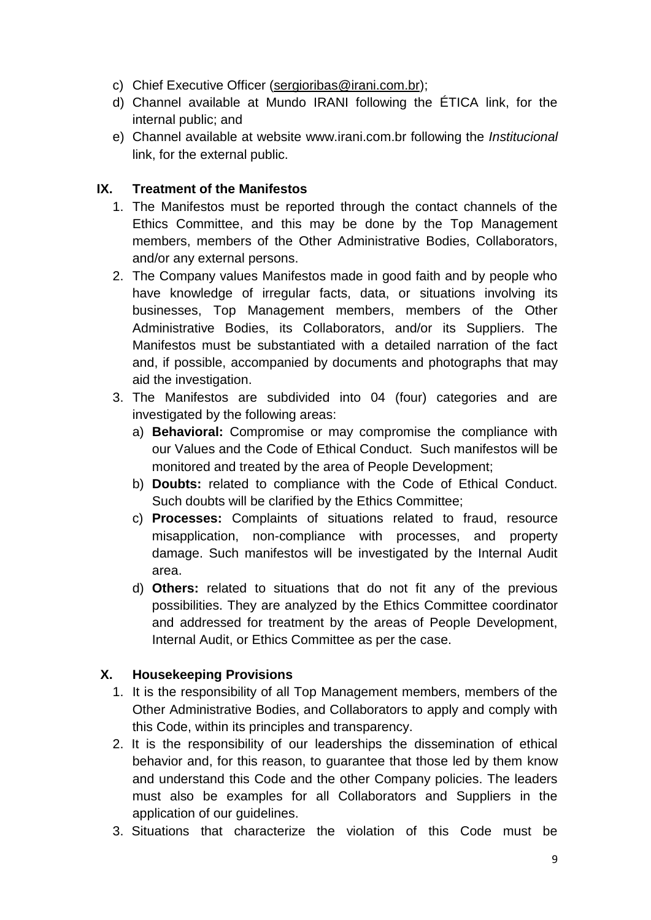c) Chief Executive Officer (sergioribas@irani.com.br);
d) Channel available at Mundo IRANI following the ÉTICA link, for the internal public; and
e) Channel available at website www.irani.com.br following the *Institucional* link, for the external public.

## IX. Treatment of the Manifestos

1. The Manifestos must be reported through the contact channels of the Ethics Committee, and this may be done by the Top Management members, members of the Other Administrative Bodies, Collaborators, and/or any external persons.
2. The Company values Manifestos made in good faith and by people who have knowledge of irregular facts, data, or situations involving its businesses, Top Management members, members of the Other Administrative Bodies, its Collaborators, and/or its Suppliers. The Manifestos must be substantiated with a detailed narration of the fact and, if possible, accompanied by documents and photographs that may aid the investigation.
3. The Manifestos are subdivided into 04 (four) categories and are investigated by the following areas:
   a) **Behavioral:** Compromise or may compromise the compliance with our Values and the Code of Ethical Conduct. Such manifestos will be monitored and treated by the area of People Development;
   b) **Doubts:** related to compliance with the Code of Ethical Conduct. Such doubts will be clarified by the Ethics Committee;
   c) **Processes:** Complaints of situations related to fraud, resource misapplication, non-compliance with processes, and property damage. Such manifestos will be investigated by the Internal Audit area.
   d) **Others:** related to situations that do not fit any of the previous possibilities. They are analyzed by the Ethics Committee coordinator and addressed for treatment by the areas of People Development, Internal Audit, or Ethics Committee as per the case.

## X. Housekeeping Provisions

1. It is the responsibility of all Top Management members, members of the Other Administrative Bodies, and Collaborators to apply and comply with this Code, within its principles and transparency.
2. It is the responsibility of our leaderships the dissemination of ethical behavior and, for this reason, to guarantee that those led by them know and understand this Code and the other Company policies. The leaders must also be examples for all Collaborators and Suppliers in the application of our guidelines.
3. Situations that characterize the violation of this Code must be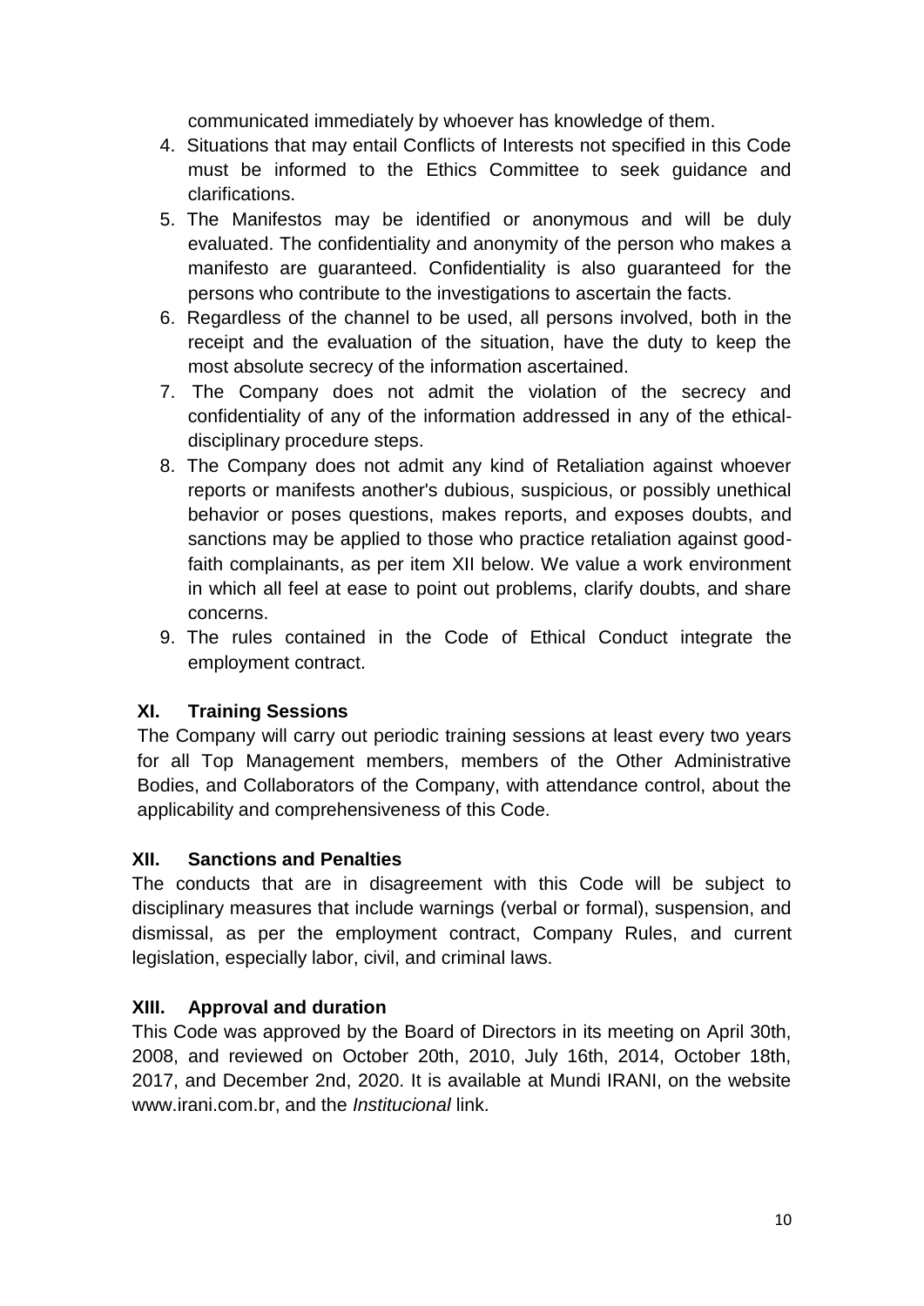communicated immediately by whoever has knowledge of them.

4. Situations that may entail Conflicts of Interests not specified in this Code must be informed to the Ethics Committee to seek guidance and clarifications.
5. The Manifestos may be identified or anonymous and will be duly evaluated. The confidentiality and anonymity of the person who makes a manifesto are guaranteed. Confidentiality is also guaranteed for the persons who contribute to the investigations to ascertain the facts.
6. Regardless of the channel to be used, all persons involved, both in the receipt and the evaluation of the situation, have the duty to keep the most absolute secrecy of the information ascertained.
7. The Company does not admit the violation of the secrecy and confidentiality of any of the information addressed in any of the ethical-disciplinary procedure steps.
8. The Company does not admit any kind of Retaliation against whoever reports or manifests another's dubious, suspicious, or possibly unethical behavior or poses questions, makes reports, and exposes doubts, and sanctions may be applied to those who practice retaliation against good-faith complainants, as per item XII below. We value a work environment in which all feel at ease to point out problems, clarify doubts, and share concerns.
9. The rules contained in the Code of Ethical Conduct integrate the employment contract.

## XI. Training Sessions

The Company will carry out periodic training sessions at least every two years for all Top Management members, members of the Other Administrative Bodies, and Collaborators of the Company, with attendance control, about the applicability and comprehensiveness of this Code.

## XII. Sanctions and Penalties

The conducts that are in disagreement with this Code will be subject to disciplinary measures that include warnings (verbal or formal), suspension, and dismissal, as per the employment contract, Company Rules, and current legislation, especially labor, civil, and criminal laws.

## XIII. Approval and duration

This Code was approved by the Board of Directors in its meeting on April 30th, 2008, and reviewed on October 20th, 2010, July 16th, 2014, October 18th, 2017, and December 2nd, 2020. It is available at Mundi IRANI, on the website www.irani.com.br, and the *Institucional* link.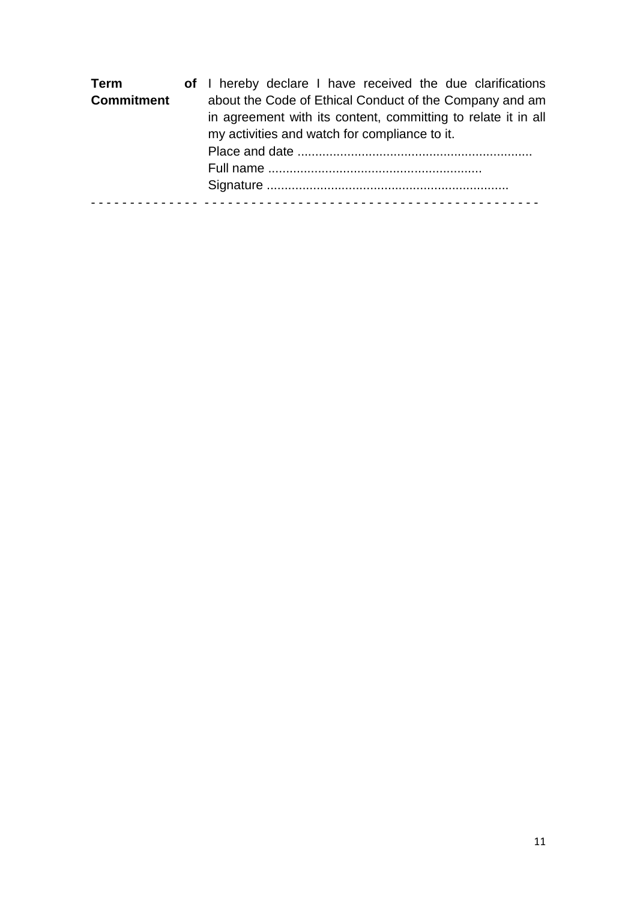| | |
|---|---|
| **Term of Commitment** | I hereby declare I have received the due clarifications about the Code of Ethical Conduct of the Company and am in agreement with its content, committing to relate it in all my activities and watch for compliance to it.<br>Place and date .................................................................<br>Full name ...........................................................<br>Signature ................................................................... |

- - - - - - - - - - - - - - - - - - - - - - - - - - - - - - - - - - - - - - - - - - - - - - - - - - - - - - - - -